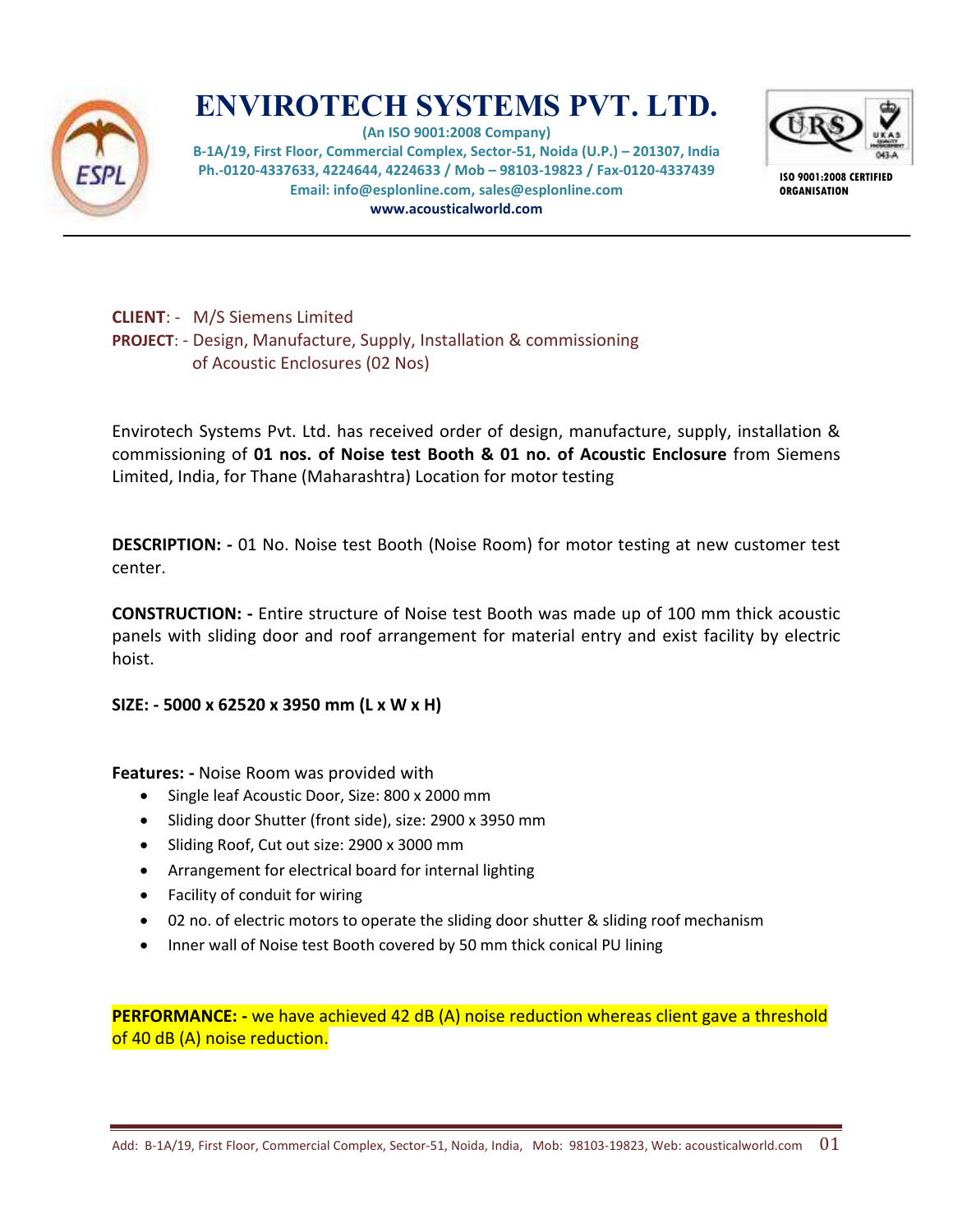# ENVIROTECH SYSTEMS PVT. LTD.

**(An ISO 9001:2008 Company)**
**B-1A/19, First Floor, Commercial Complex, Sector-51, Noida (U.P.) – 201307, India**
**Ph.-0120-4337633, 4224644, 4224633 / Mob – 98103-19823 / Fax-0120-4337439**
**Email: info@esplonline.com, sales@esplonline.com**
**www.acousticalworld.com**

**ISO 9001:2008 CERTIFIED ORGANISATION**

---

**CLIENT**: - M/S Siemens Limited
**PROJECT**: - Design, Manufacture, Supply, Installation & commissioning of Acoustic Enclosures (02 Nos)

Envirotech Systems Pvt. Ltd. has received order of design, manufacture, supply, installation & commissioning of **01 nos. of Noise test Booth & 01 no. of Acoustic Enclosure** from Siemens Limited, India, for Thane (Maharashtra) Location for motor testing

**DESCRIPTION: -** 01 No. Noise test Booth (Noise Room) for motor testing at new customer test center.

**CONSTRUCTION: -** Entire structure of Noise test Booth was made up of 100 mm thick acoustic panels with sliding door and roof arrangement for material entry and exist facility by electric hoist.

**SIZE: - 5000 x 62520 x 3950 mm (L x W x H)**

**Features: -** Noise Room was provided with

- Single leaf Acoustic Door, Size: 800 x 2000 mm
- Sliding door Shutter (front side), size: 2900 x 3950 mm
- Sliding Roof, Cut out size: 2900 x 3000 mm
- Arrangement for electrical board for internal lighting
- Facility of conduit for wiring
- 02 no. of electric motors to operate the sliding door shutter & sliding roof mechanism
- Inner wall of Noise test Booth covered by 50 mm thick conical PU lining

**PERFORMANCE: -** we have achieved 42 dB (A) noise reduction whereas client gave a threshold of 40 dB (A) noise reduction.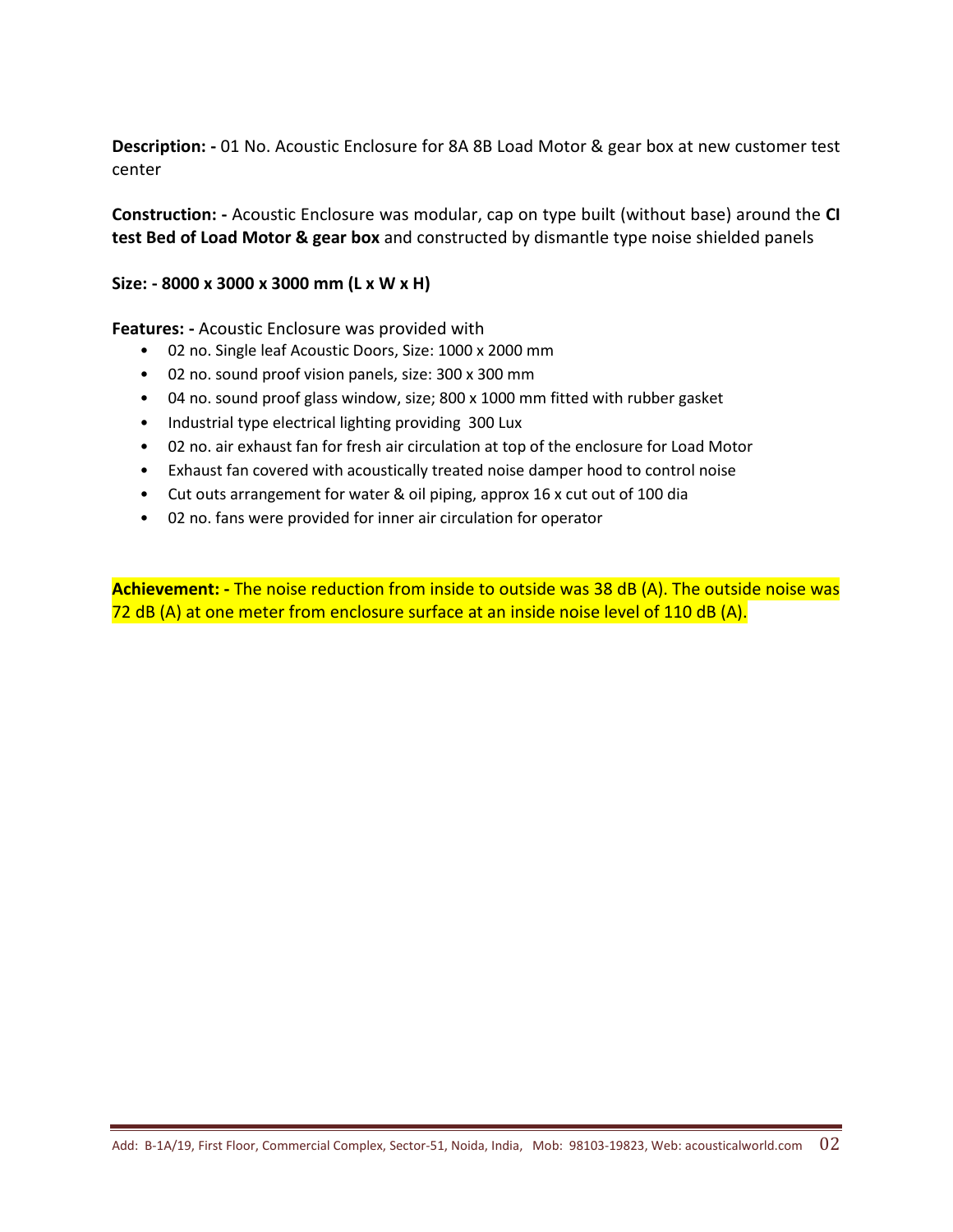**Description: -** 01 No. Acoustic Enclosure for 8A 8B Load Motor & gear box at new customer test center

**Construction: -** Acoustic Enclosure was modular, cap on type built (without base) around the **CI test Bed of Load Motor & gear box** and constructed by dismantle type noise shielded panels

**Size: - 8000 x 3000 x 3000 mm (L x W x H)**

**Features: -** Acoustic Enclosure was provided with

- 02 no. Single leaf Acoustic Doors, Size: 1000 x 2000 mm
- 02 no. sound proof vision panels, size: 300 x 300 mm
- 04 no. sound proof glass window, size; 800 x 1000 mm fitted with rubber gasket
- Industrial type electrical lighting providing 300 Lux
- 02 no. air exhaust fan for fresh air circulation at top of the enclosure for Load Motor
- Exhaust fan covered with acoustically treated noise damper hood to control noise
- Cut outs arrangement for water & oil piping, approx 16 x cut out of 100 dia
- 02 no. fans were provided for inner air circulation for operator

**Achievement: -** The noise reduction from inside to outside was 38 dB (A). The outside noise was 72 dB (A) at one meter from enclosure surface at an inside noise level of 110 dB (A).